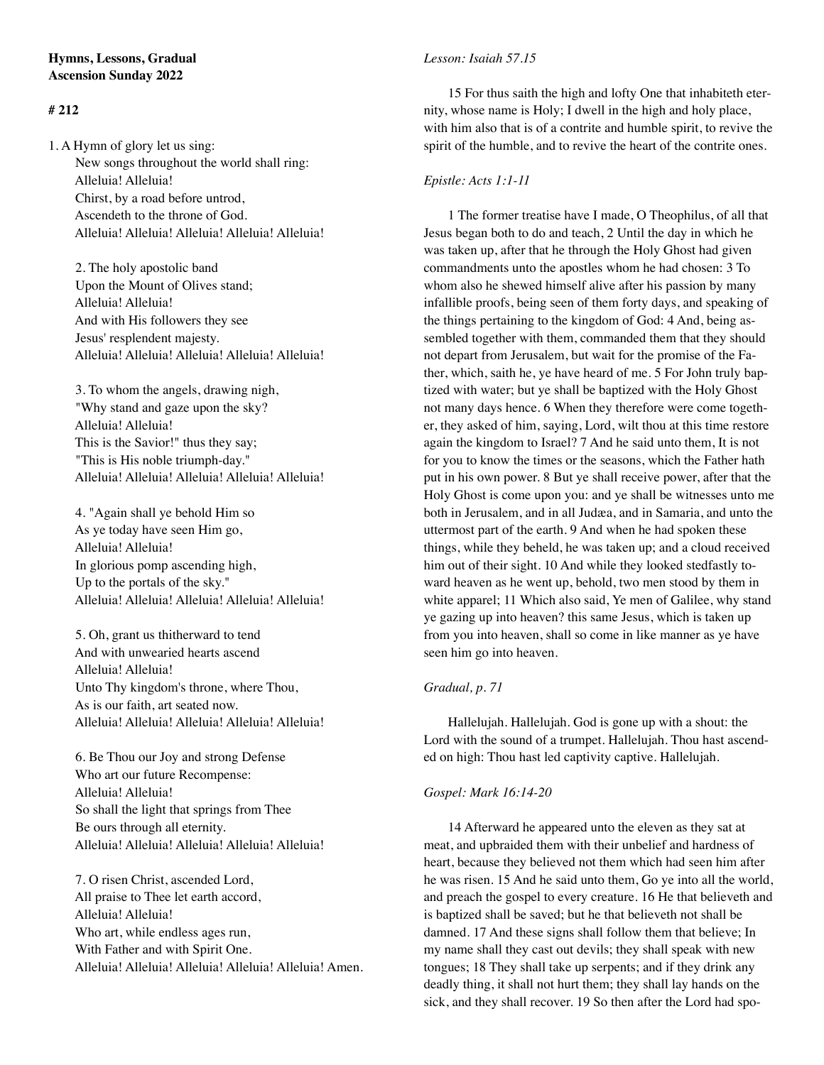**Hymns, Lessons, Gradual**
**Ascension Sunday 2022**

**# 212**

1. A Hymn of glory let us sing:
New songs throughout the world shall ring:
Alleluia! Alleluia!
Chirst, by a road before untrod,
Ascendeth to the throne of God.
Alleluia! Alleluia! Alleluia! Alleluia! Alleluia!

2. The holy apostolic band
Upon the Mount of Olives stand;
Alleluia! Alleluia!
And with His followers they see
Jesus' resplendent majesty.
Alleluia! Alleluia! Alleluia! Alleluia! Alleluia!

3. To whom the angels, drawing nigh,
"Why stand and gaze upon the sky?
Alleluia! Alleluia!
This is the Savior!" thus they say;
"This is His noble triumph-day."
Alleluia! Alleluia! Alleluia! Alleluia! Alleluia!

4. "Again shall ye behold Him so
As ye today have seen Him go,
Alleluia! Alleluia!
In glorious pomp ascending high,
Up to the portals of the sky."
Alleluia! Alleluia! Alleluia! Alleluia! Alleluia!

5. Oh, grant us thitherward to tend
And with unwearied hearts ascend
Alleluia! Alleluia!
Unto Thy kingdom's throne, where Thou,
As is our faith, art seated now.
Alleluia! Alleluia! Alleluia! Alleluia! Alleluia!

6. Be Thou our Joy and strong Defense
Who art our future Recompense:
Alleluia! Alleluia!
So shall the light that springs from Thee
Be ours through all eternity.
Alleluia! Alleluia! Alleluia! Alleluia! Alleluia!

7. O risen Christ, ascended Lord,
All praise to Thee let earth accord,
Alleluia! Alleluia!
Who art, while endless ages run,
With Father and with Spirit One.
Alleluia! Alleluia! Alleluia! Alleluia! Alleluia! Amen.

*Lesson: Isaiah 57.15*

15 For thus saith the high and lofty One that inhabiteth eternity, whose name is Holy; I dwell in the high and holy place, with him also that is of a contrite and humble spirit, to revive the spirit of the humble, and to revive the heart of the contrite ones.

*Epistle: Acts 1:1-11*

1 The former treatise have I made, O Theophilus, of all that Jesus began both to do and teach, 2 Until the day in which he was taken up, after that he through the Holy Ghost had given commandments unto the apostles whom he had chosen: 3 To whom also he shewed himself alive after his passion by many infallible proofs, being seen of them forty days, and speaking of the things pertaining to the kingdom of God: 4 And, being assembled together with them, commanded them that they should not depart from Jerusalem, but wait for the promise of the Father, which, saith he, ye have heard of me. 5 For John truly baptized with water; but ye shall be baptized with the Holy Ghost not many days hence. 6 When they therefore were come together, they asked of him, saying, Lord, wilt thou at this time restore again the kingdom to Israel? 7 And he said unto them, It is not for you to know the times or the seasons, which the Father hath put in his own power. 8 But ye shall receive power, after that the Holy Ghost is come upon you: and ye shall be witnesses unto me both in Jerusalem, and in all Judæa, and in Samaria, and unto the uttermost part of the earth. 9 And when he had spoken these things, while they beheld, he was taken up; and a cloud received him out of their sight. 10 And while they looked stedfastly toward heaven as he went up, behold, two men stood by them in white apparel; 11 Which also said, Ye men of Galilee, why stand ye gazing up into heaven? this same Jesus, which is taken up from you into heaven, shall so come in like manner as ye have seen him go into heaven.

*Gradual, p. 71*

Hallelujah. Hallelujah. God is gone up with a shout: the Lord with the sound of a trumpet. Hallelujah. Thou hast ascended on high: Thou hast led captivity captive. Hallelujah.

*Gospel: Mark 16:14-20*

14 Afterward he appeared unto the eleven as they sat at meat, and upbraided them with their unbelief and hardness of heart, because they believed not them which had seen him after he was risen. 15 And he said unto them, Go ye into all the world, and preach the gospel to every creature. 16 He that believeth and is baptized shall be saved; but he that believeth not shall be damned. 17 And these signs shall follow them that believe; In my name shall they cast out devils; they shall speak with new tongues; 18 They shall take up serpents; and if they drink any deadly thing, it shall not hurt them; they shall lay hands on the sick, and they shall recover. 19 So then after the Lord had spo-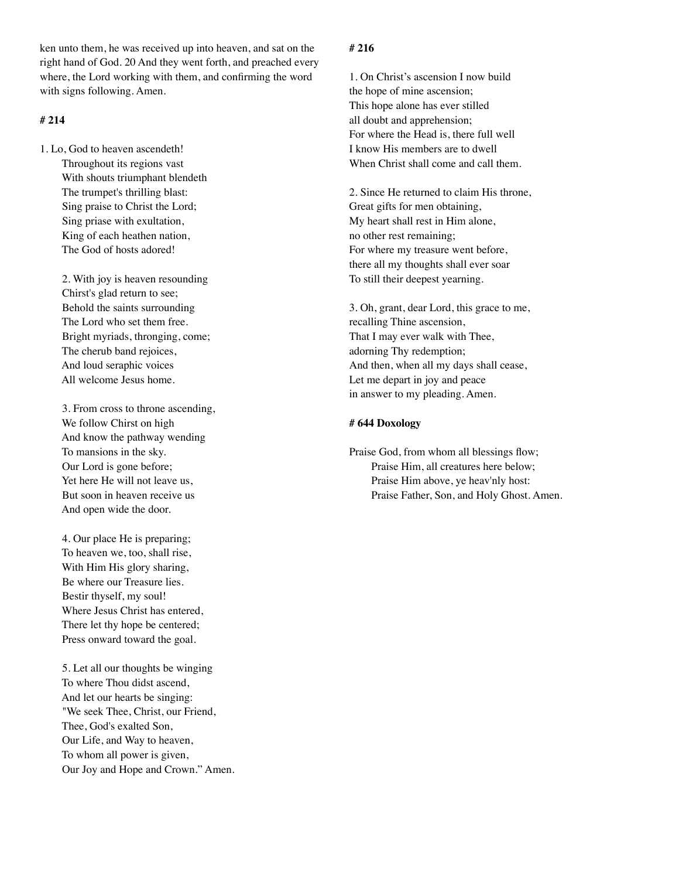ken unto them, he was received up into heaven, and sat on the right hand of God. 20 And they went forth, and preached every where, the Lord working with them, and confirming the word with signs following. Amen.

**# 214**

1. Lo, God to heaven ascendeth!
Throughout its regions vast
With shouts triumphant blendeth
The trumpet's thrilling blast:
Sing praise to Christ the Lord;
Sing priase with exultation,
King of each heathen nation,
The God of hosts adored!

2. With joy is heaven resounding
Chirst's glad return to see;
Behold the saints surrounding
The Lord who set them free.
Bright myriads, thronging, come;
The cherub band rejoices,
And loud seraphic voices
All welcome Jesus home.

3. From cross to throne ascending,
We follow Chirst on high
And know the pathway wending
To mansions in the sky.
Our Lord is gone before;
Yet here He will not leave us,
But soon in heaven receive us
And open wide the door.

4. Our place He is preparing;
To heaven we, too, shall rise,
With Him His glory sharing,
Be where our Treasure lies.
Bestir thyself, my soul!
Where Jesus Christ has entered,
There let thy hope be centered;
Press onward toward the goal.

5. Let all our thoughts be winging
To where Thou didst ascend,
And let our hearts be singing:
"We seek Thee, Christ, our Friend,
Thee, God's exalted Son,
Our Life, and Way to heaven,
To whom all power is given,
Our Joy and Hope and Crown." Amen.

**# 216**

1. On Christ's ascension I now build
the hope of mine ascension;
This hope alone has ever stilled
all doubt and apprehension;
For where the Head is, there full well
I know His members are to dwell
When Christ shall come and call them.

2. Since He returned to claim His throne,
Great gifts for men obtaining,
My heart shall rest in Him alone,
no other rest remaining;
For where my treasure went before,
there all my thoughts shall ever soar
To still their deepest yearning.

3. Oh, grant, dear Lord, this grace to me,
recalling Thine ascension,
That I may ever walk with Thee,
adorning Thy redemption;
And then, when all my days shall cease,
Let me depart in joy and peace
in answer to my pleading. Amen.

**# 644 Doxology**

Praise God, from whom all blessings flow;
Praise Him, all creatures here below;
Praise Him above, ye heav'nly host:
Praise Father, Son, and Holy Ghost. Amen.